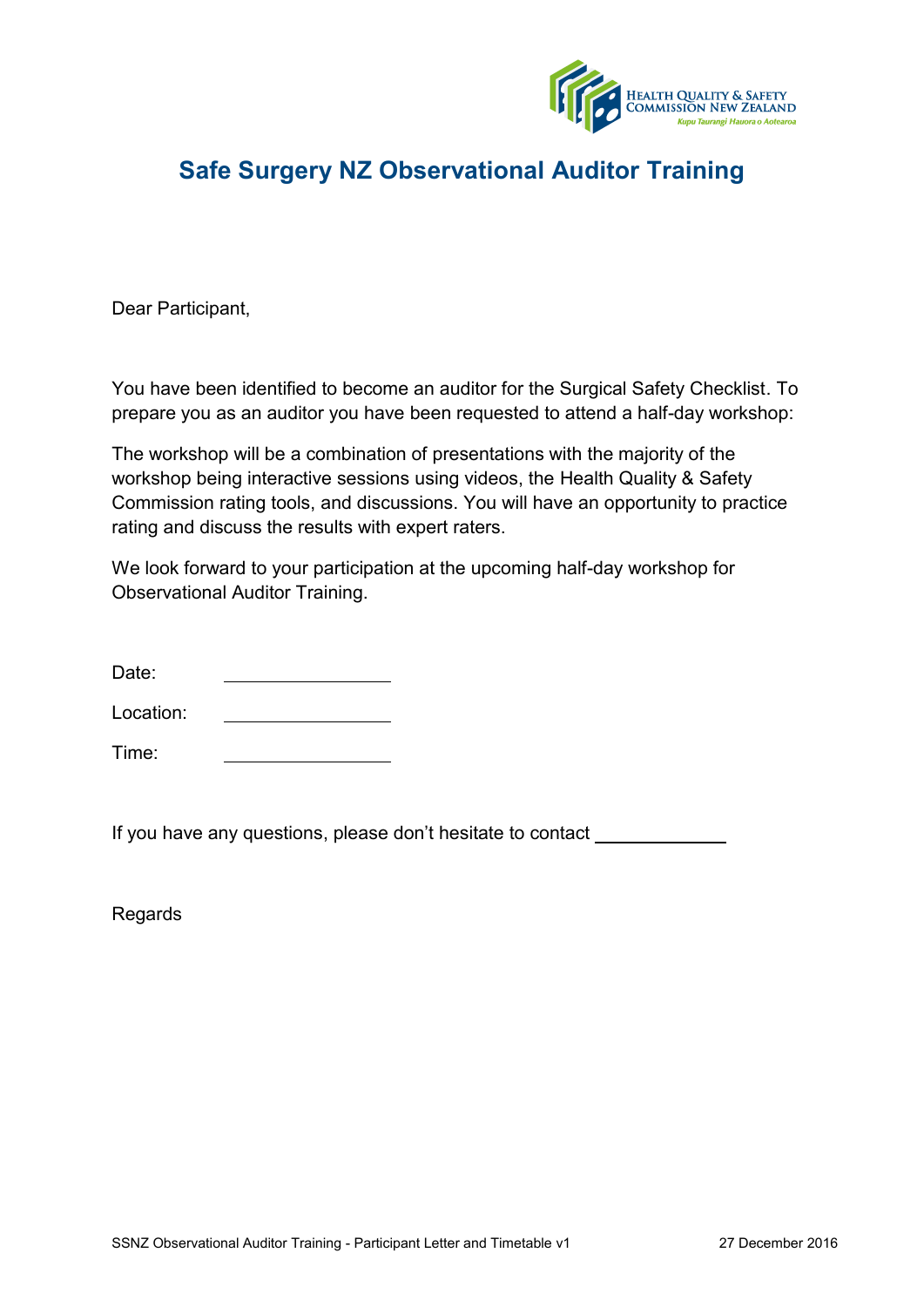# Safe Surgery NZ Observational Auditor Training

Dear Participant,

You have been identified to become an auditor for the Surgical Safety Checklist. To prepare you as an auditor you have been requested to attend a half-day workshop:

The workshop will be a combination of presentations with the majority of the workshop being interactive sessions using videos, the Health Quality & Safety Commission rating tools, and discussions. You will have an opportunity to practice rating and discuss the results with expert raters.

We look forward to your participation at the upcoming half-day workshop for Observational Auditor Training.

Date: \_\_\_\_\_\_\_\_\_\_\_\_\_\_\_\_

Location: \_\_\_\_\_\_\_\_\_\_\_\_\_\_\_\_

Time: \_\_\_\_\_\_\_\_\_\_\_\_\_\_\_\_

If you have any questions, please don't hesitate to contact \_\_\_\_\_\_\_\_\_\_\_\_

Regards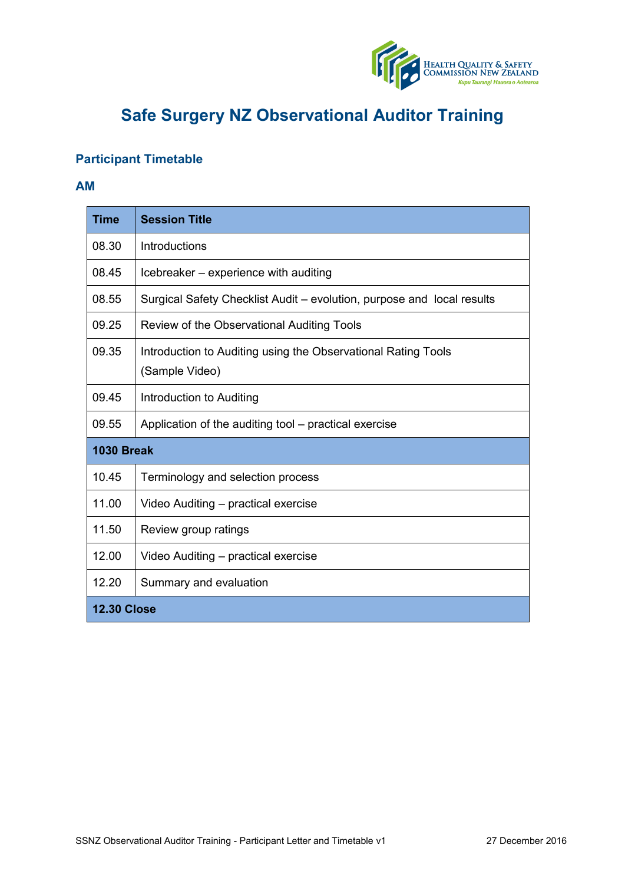# Safe Surgery NZ Observational Auditor Training

## Participant Timetable

### AM

| Time | Session Title |
|---|---|
| 08.30 | Introductions |
| 08.45 | Icebreaker – experience with auditing |
| 08.55 | Surgical Safety Checklist Audit – evolution, purpose and local results |
| 09.25 | Review of the Observational Auditing Tools |
| 09.35 | Introduction to Auditing using the Observational Rating Tools (Sample Video) |
| 09.45 | Introduction to Auditing |
| 09.55 | Application of the auditing tool – practical exercise |
| **1030 Break** | |
| 10.45 | Terminology and selection process |
| 11.00 | Video Auditing – practical exercise |
| 11.50 | Review group ratings |
| 12.00 | Video Auditing – practical exercise |
| 12.20 | Summary and evaluation |
| **12.30 Close** | |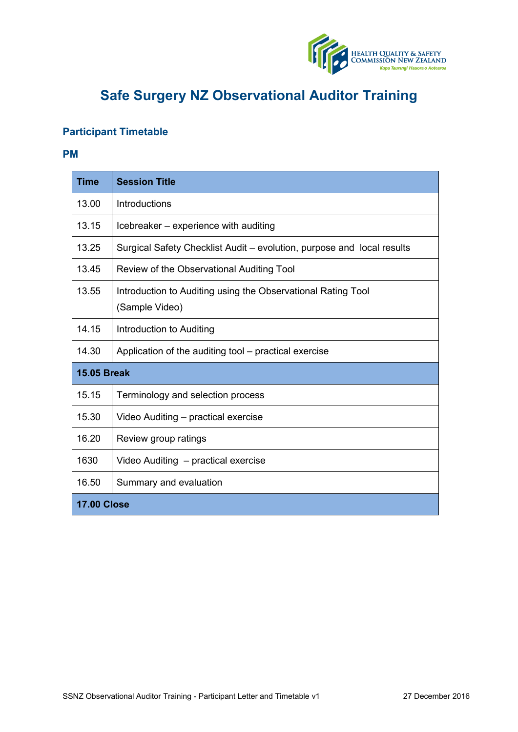# Safe Surgery NZ Observational Auditor Training

## Participant Timetable

### PM

| Time | Session Title |
|---|---|
| 13.00 | Introductions |
| 13.15 | Icebreaker – experience with auditing |
| 13.25 | Surgical Safety Checklist Audit – evolution, purpose and local results |
| 13.45 | Review of the Observational Auditing Tool |
| 13.55 | Introduction to Auditing using the Observational Rating Tool (Sample Video) |
| 14.15 | Introduction to Auditing |
| 14.30 | Application of the auditing tool – practical exercise |
| **15.05 Break** | |
| 15.15 | Terminology and selection process |
| 15.30 | Video Auditing – practical exercise |
| 16.20 | Review group ratings |
| 1630 | Video Auditing – practical exercise |
| 16.50 | Summary and evaluation |
| **17.00 Close** | |